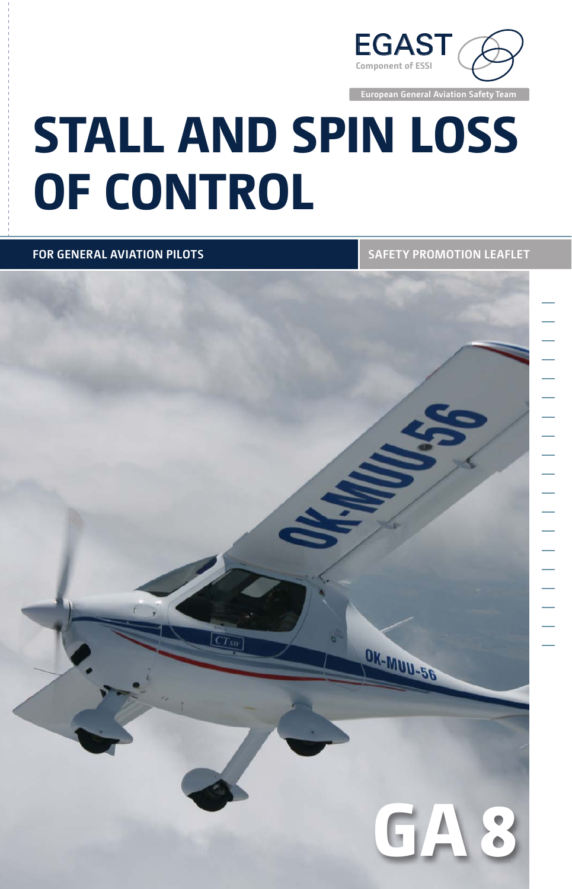EGAST

Component of ESSI

European General Aviation Safety Team

# STALL AND SPIN LOSS OF CONTROL

FOR GENERAL AVIATION PILOTS

SAFETY PROMOTION LEAFLET

GA 8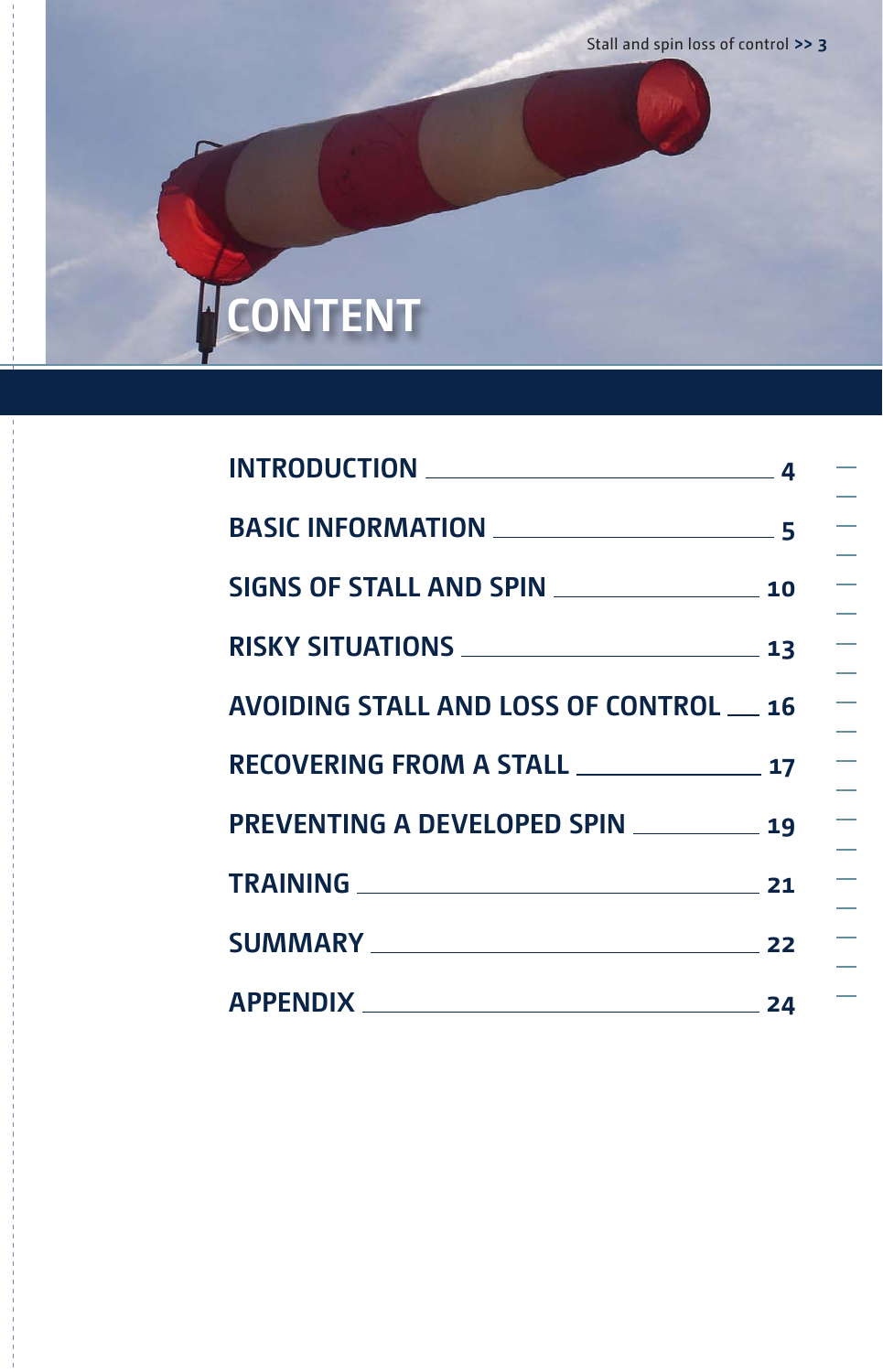# CONTENT

| | |
|---|---|
| INTRODUCTION | 4 |
| BASIC INFORMATION | 5 |
| SIGNS OF STALL AND SPIN | 10 |
| RISKY SITUATIONS | 13 |
| AVOIDING STALL AND LOSS OF CONTROL | 16 |
| RECOVERING FROM A STALL | 17 |
| PREVENTING A DEVELOPED SPIN | 19 |
| TRAINING | 21 |
| SUMMARY | 22 |
| APPENDIX | 24 |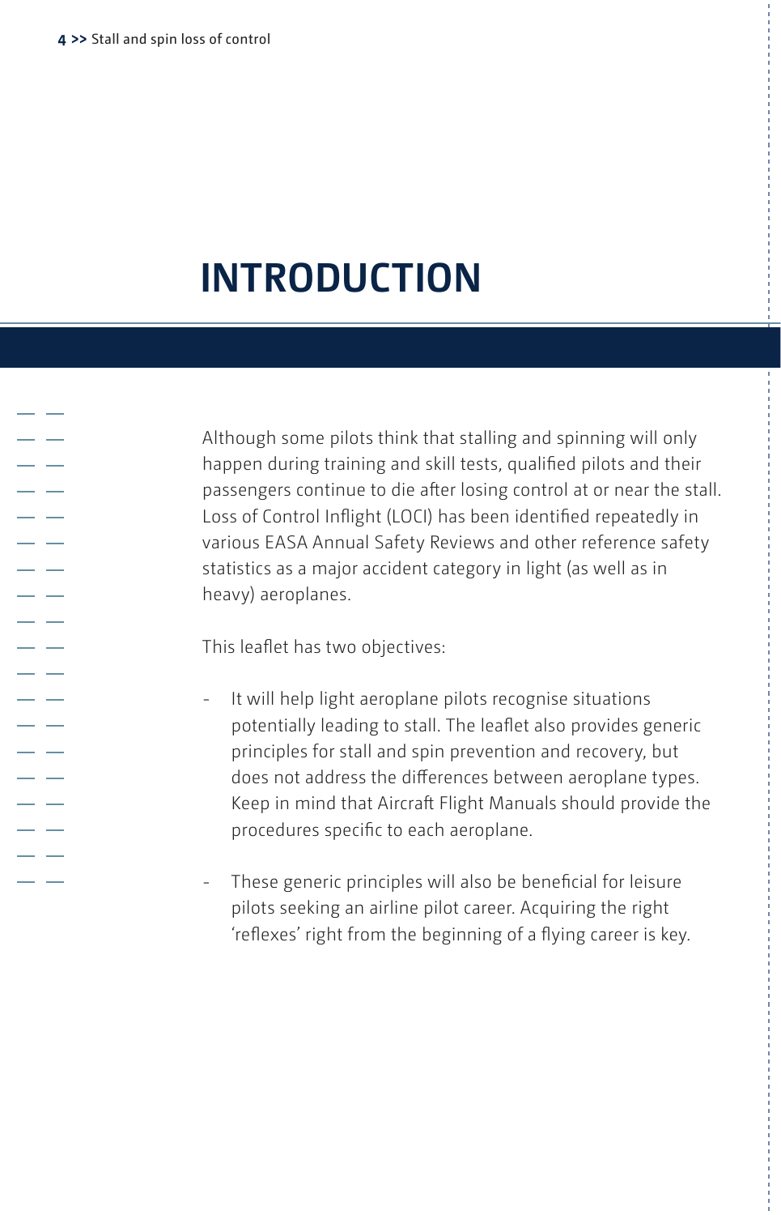# INTRODUCTION

Although some pilots think that stalling and spinning will only happen during training and skill tests, qualified pilots and their passengers continue to die after losing control at or near the stall. Loss of Control Inflight (LOCI) has been identified repeatedly in various EASA Annual Safety Reviews and other reference safety statistics as a major accident category in light (as well as in heavy) aeroplanes.

This leaflet has two objectives:

- It will help light aeroplane pilots recognise situations potentially leading to stall. The leaflet also provides generic principles for stall and spin prevention and recovery, but does not address the differences between aeroplane types. Keep in mind that Aircraft Flight Manuals should provide the procedures specific to each aeroplane.

- These generic principles will also be beneficial for leisure pilots seeking an airline pilot career. Acquiring the right 'reflexes' right from the beginning of a flying career is key.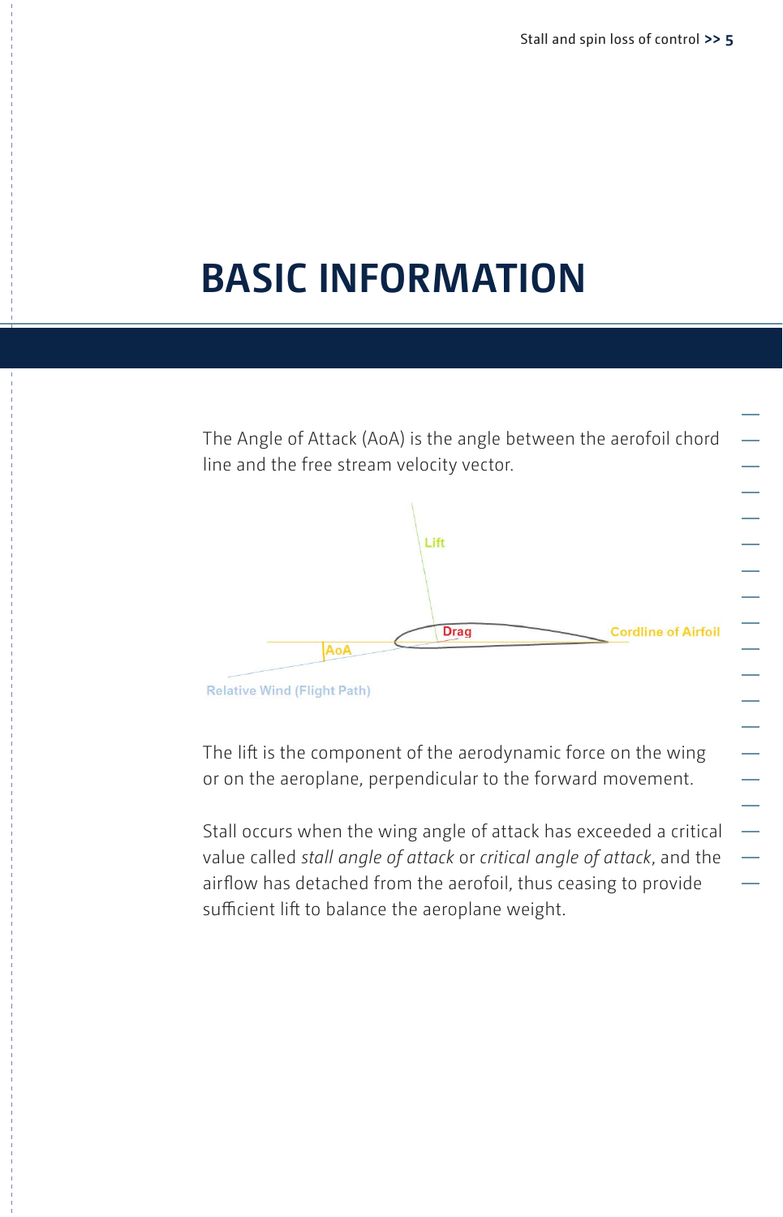# BASIC INFORMATION

The Angle of Attack (AoA) is the angle between the aerofoil chord line and the free stream velocity vector.

Lift

Drag

Cordline of Airfoil

AoA

Relative Wind (Flight Path)

The lift is the component of the aerodynamic force on the wing or on the aeroplane, perpendicular to the forward movement.

Stall occurs when the wing angle of attack has exceeded a critical value called *stall angle of attack* or *critical angle of attack*, and the airflow has detached from the aerofoil, thus ceasing to provide sufficient lift to balance the aeroplane weight.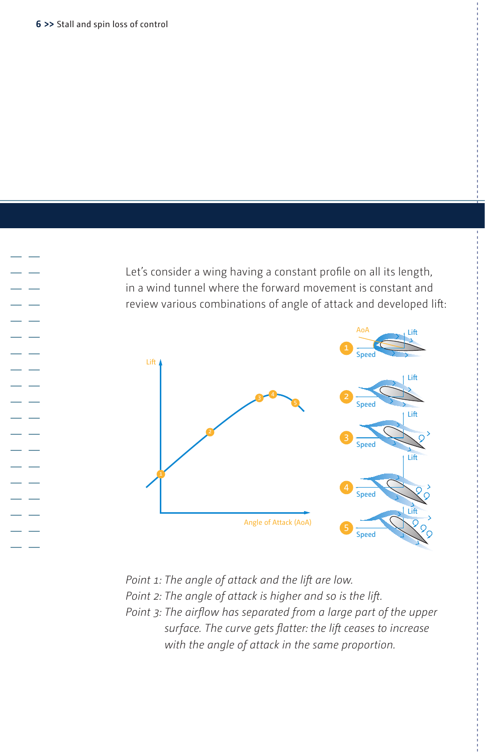Let's consider a wing having a constant profile on all its length, in a wind tunnel where the forward movement is constant and review various combinations of angle of attack and developed lift:

*Point 1: The angle of attack and the lift are low.*
*Point 2: The angle of attack is higher and so is the lift.*
*Point 3: The airflow has separated from a large part of the upper surface. The curve gets flatter: the lift ceases to increase with the angle of attack in the same proportion.*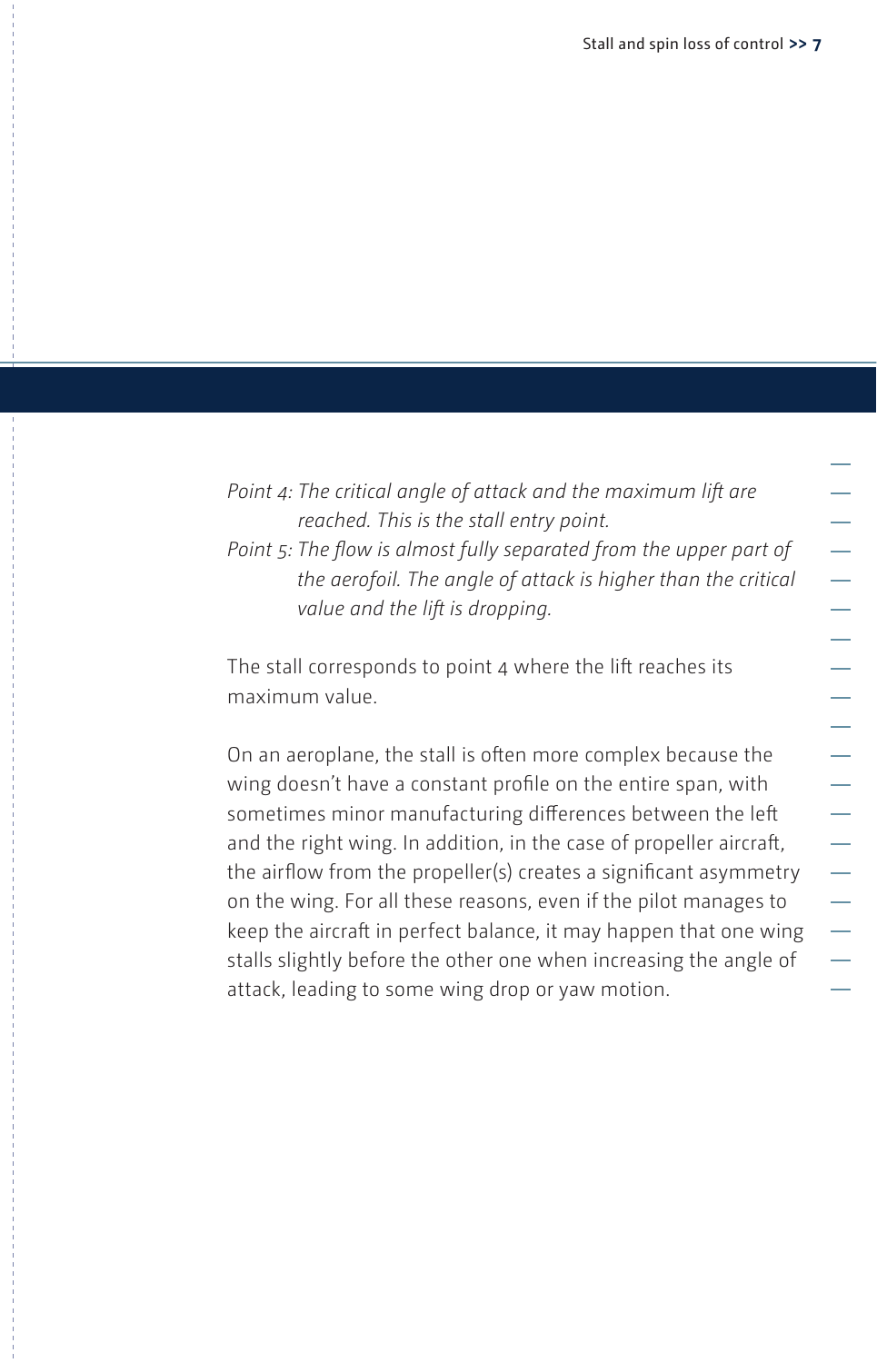*Point 4: The critical angle of attack and the maximum lift are reached. This is the stall entry point.*

*Point 5: The flow is almost fully separated from the upper part of the aerofoil. The angle of attack is higher than the critical value and the lift is dropping.*

The stall corresponds to point 4 where the lift reaches its maximum value.

On an aeroplane, the stall is often more complex because the wing doesn't have a constant profile on the entire span, with sometimes minor manufacturing differences between the left and the right wing. In addition, in the case of propeller aircraft, the airflow from the propeller(s) creates a significant asymmetry on the wing. For all these reasons, even if the pilot manages to keep the aircraft in perfect balance, it may happen that one wing stalls slightly before the other one when increasing the angle of attack, leading to some wing drop or yaw motion.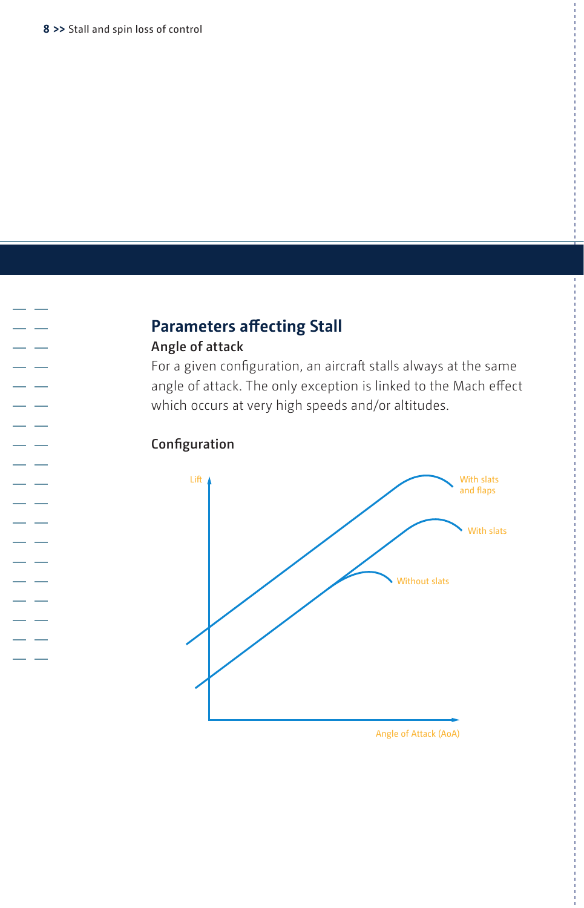## Parameters affecting Stall

### Angle of attack

For a given configuration, an aircraft stalls always at the same angle of attack. The only exception is linked to the Mach effect which occurs at very high speeds and/or altitudes.

### Configuration

Lift

With slats and flaps

With slats

Without slats

Angle of Attack (AoA)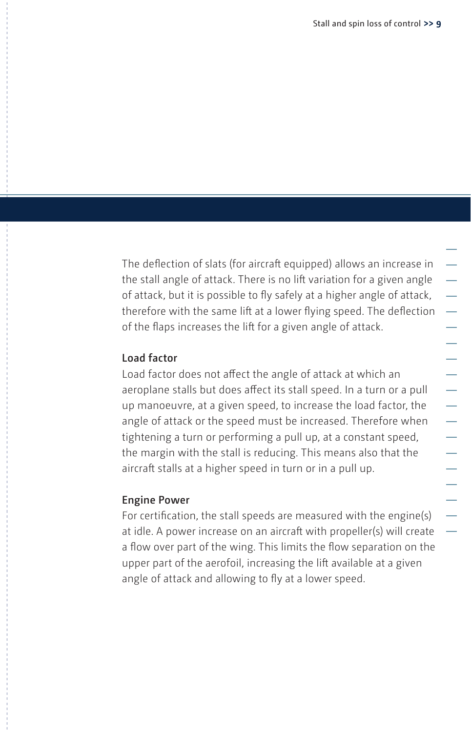The deflection of slats (for aircraft equipped) allows an increase in the stall angle of attack. There is no lift variation for a given angle of attack, but it is possible to fly safely at a higher angle of attack, therefore with the same lift at a lower flying speed. The deflection of the flaps increases the lift for a given angle of attack.

### Load factor

Load factor does not affect the angle of attack at which an aeroplane stalls but does affect its stall speed. In a turn or a pull up manoeuvre, at a given speed, to increase the load factor, the angle of attack or the speed must be increased. Therefore when tightening a turn or performing a pull up, at a constant speed, the margin with the stall is reducing. This means also that the aircraft stalls at a higher speed in turn or in a pull up.

### Engine Power

For certification, the stall speeds are measured with the engine(s) at idle. A power increase on an aircraft with propeller(s) will create a flow over part of the wing. This limits the flow separation on the upper part of the aerofoil, increasing the lift available at a given angle of attack and allowing to fly at a lower speed.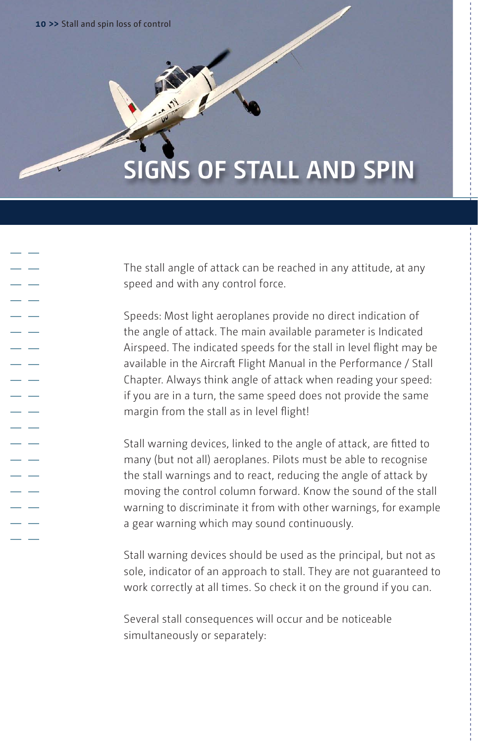# SIGNS OF STALL AND SPIN

The stall angle of attack can be reached in any attitude, at any speed and with any control force.

Speeds: Most light aeroplanes provide no direct indication of the angle of attack. The main available parameter is Indicated Airspeed. The indicated speeds for the stall in level flight may be available in the Aircraft Flight Manual in the Performance / Stall Chapter. Always think angle of attack when reading your speed: if you are in a turn, the same speed does not provide the same margin from the stall as in level flight!

Stall warning devices, linked to the angle of attack, are fitted to many (but not all) aeroplanes. Pilots must be able to recognise the stall warnings and to react, reducing the angle of attack by moving the control column forward. Know the sound of the stall warning to discriminate it from with other warnings, for example a gear warning which may sound continuously.

Stall warning devices should be used as the principal, but not as sole, indicator of an approach to stall. They are not guaranteed to work correctly at all times. So check it on the ground if you can.

Several stall consequences will occur and be noticeable simultaneously or separately: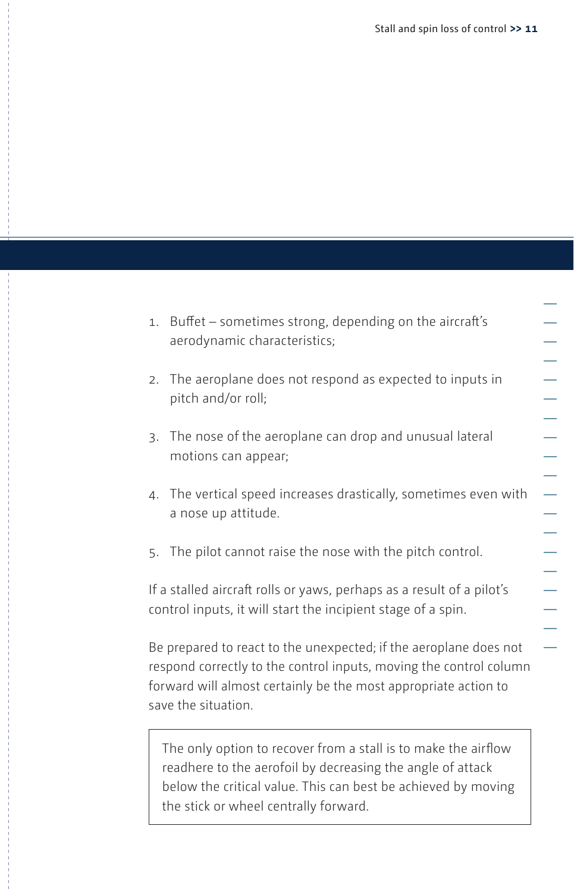1. Buffet – sometimes strong, depending on the aircraft's aerodynamic characteristics;

2. The aeroplane does not respond as expected to inputs in pitch and/or roll;

3. The nose of the aeroplane can drop and unusual lateral motions can appear;

4. The vertical speed increases drastically, sometimes even with a nose up attitude.

5. The pilot cannot raise the nose with the pitch control.

If a stalled aircraft rolls or yaws, perhaps as a result of a pilot's control inputs, it will start the incipient stage of a spin.

Be prepared to react to the unexpected; if the aeroplane does not respond correctly to the control inputs, moving the control column forward will almost certainly be the most appropriate action to save the situation.

> The only option to recover from a stall is to make the airflow readhere to the aerofoil by decreasing the angle of attack below the critical value. This can best be achieved by moving the stick or wheel centrally forward.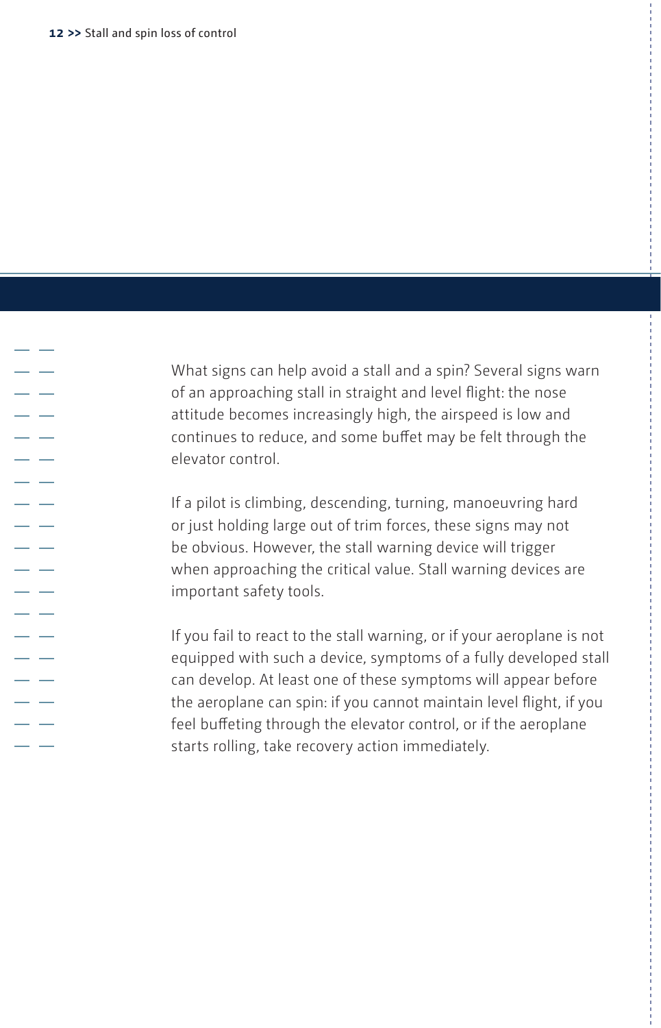What signs can help avoid a stall and a spin? Several signs warn of an approaching stall in straight and level flight: the nose attitude becomes increasingly high, the airspeed is low and continues to reduce, and some buffet may be felt through the elevator control.

If a pilot is climbing, descending, turning, manoeuvring hard or just holding large out of trim forces, these signs may not be obvious. However, the stall warning device will trigger when approaching the critical value. Stall warning devices are important safety tools.

If you fail to react to the stall warning, or if your aeroplane is not equipped with such a device, symptoms of a fully developed stall can develop. At least one of these symptoms will appear before the aeroplane can spin: if you cannot maintain level flight, if you feel buffeting through the elevator control, or if the aeroplane starts rolling, take recovery action immediately.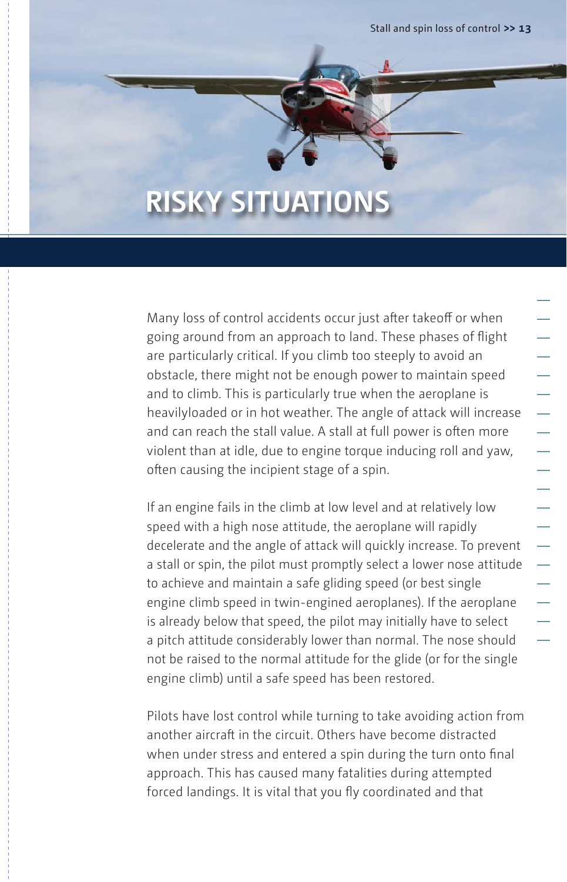# RISKY SITUATIONS

Many loss of control accidents occur just after takeoff or when going around from an approach to land. These phases of flight are particularly critical. If you climb too steeply to avoid an obstacle, there might not be enough power to maintain speed and to climb. This is particularly true when the aeroplane is heavilyloaded or in hot weather. The angle of attack will increase and can reach the stall value. A stall at full power is often more violent than at idle, due to engine torque inducing roll and yaw, often causing the incipient stage of a spin.

If an engine fails in the climb at low level and at relatively low speed with a high nose attitude, the aeroplane will rapidly decelerate and the angle of attack will quickly increase. To prevent a stall or spin, the pilot must promptly select a lower nose attitude to achieve and maintain a safe gliding speed (or best single engine climb speed in twin-engined aeroplanes). If the aeroplane is already below that speed, the pilot may initially have to select a pitch attitude considerably lower than normal. The nose should not be raised to the normal attitude for the glide (or for the single engine climb) until a safe speed has been restored.

Pilots have lost control while turning to take avoiding action from another aircraft in the circuit. Others have become distracted when under stress and entered a spin during the turn onto final approach. This has caused many fatalities during attempted forced landings. It is vital that you fly coordinated and that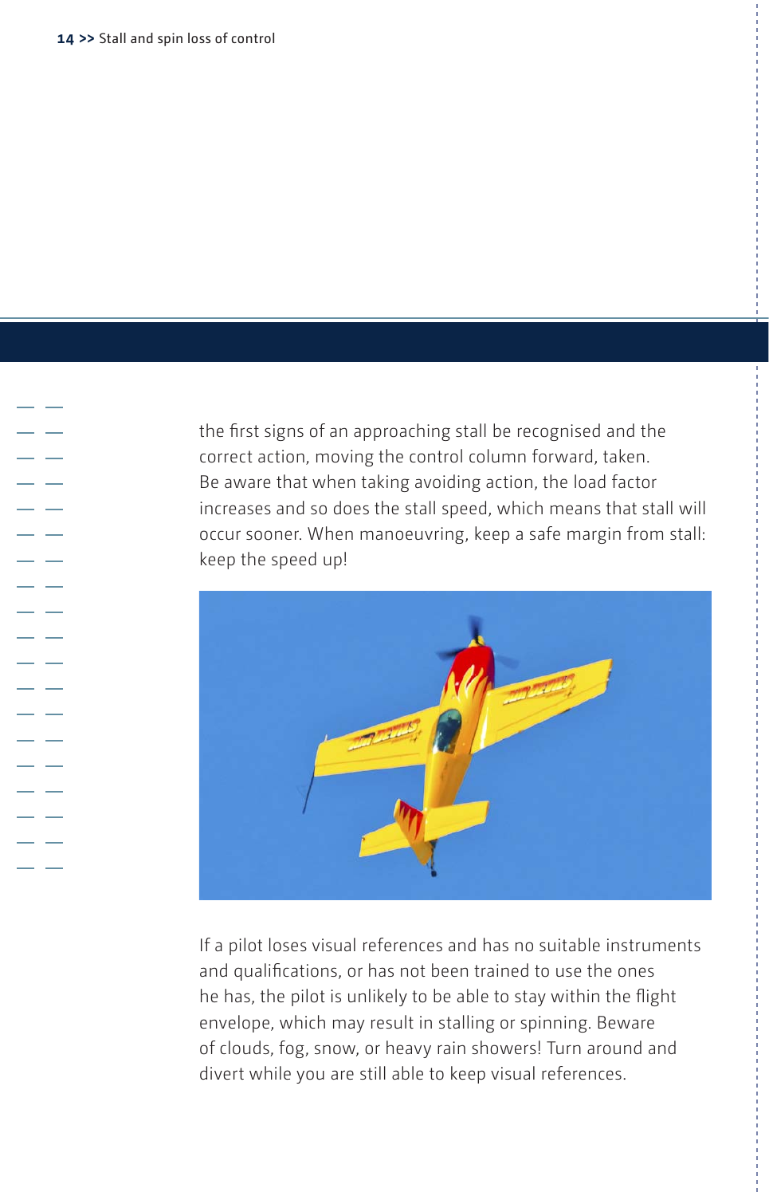the first signs of an approaching stall be recognised and the correct action, moving the control column forward, taken. Be aware that when taking avoiding action, the load factor increases and so does the stall speed, which means that stall will occur sooner. When manoeuvring, keep a safe margin from stall: keep the speed up!

If a pilot loses visual references and has no suitable instruments and qualifications, or has not been trained to use the ones he has, the pilot is unlikely to be able to stay within the flight envelope, which may result in stalling or spinning. Beware of clouds, fog, snow, or heavy rain showers! Turn around and divert while you are still able to keep visual references.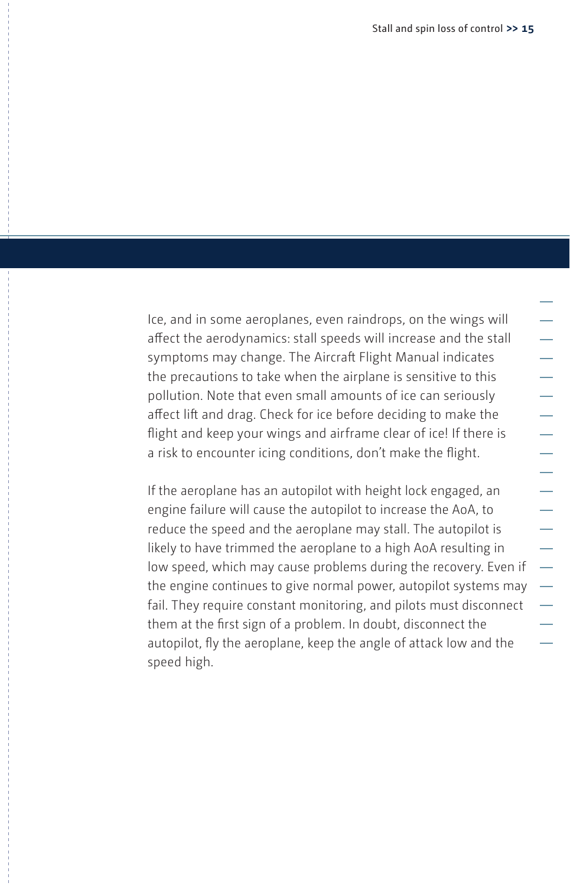Ice, and in some aeroplanes, even raindrops, on the wings will affect the aerodynamics: stall speeds will increase and the stall symptoms may change. The Aircraft Flight Manual indicates the precautions to take when the airplane is sensitive to this pollution. Note that even small amounts of ice can seriously affect lift and drag. Check for ice before deciding to make the flight and keep your wings and airframe clear of ice! If there is a risk to encounter icing conditions, don't make the flight.

If the aeroplane has an autopilot with height lock engaged, an engine failure will cause the autopilot to increase the AoA, to reduce the speed and the aeroplane may stall. The autopilot is likely to have trimmed the aeroplane to a high AoA resulting in low speed, which may cause problems during the recovery. Even if the engine continues to give normal power, autopilot systems may fail. They require constant monitoring, and pilots must disconnect them at the first sign of a problem. In doubt, disconnect the autopilot, fly the aeroplane, keep the angle of attack low and the speed high.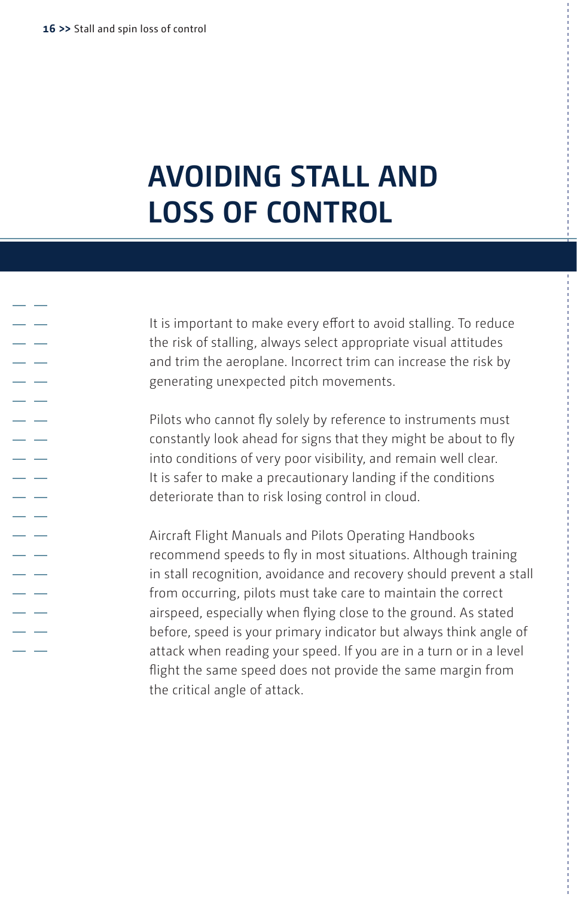# AVOIDING STALL AND LOSS OF CONTROL

It is important to make every effort to avoid stalling. To reduce the risk of stalling, always select appropriate visual attitudes and trim the aeroplane. Incorrect trim can increase the risk by generating unexpected pitch movements.

Pilots who cannot fly solely by reference to instruments must constantly look ahead for signs that they might be about to fly into conditions of very poor visibility, and remain well clear. It is safer to make a precautionary landing if the conditions deteriorate than to risk losing control in cloud.

Aircraft Flight Manuals and Pilots Operating Handbooks recommend speeds to fly in most situations. Although training in stall recognition, avoidance and recovery should prevent a stall from occurring, pilots must take care to maintain the correct airspeed, especially when flying close to the ground. As stated before, speed is your primary indicator but always think angle of attack when reading your speed. If you are in a turn or in a level flight the same speed does not provide the same margin from the critical angle of attack.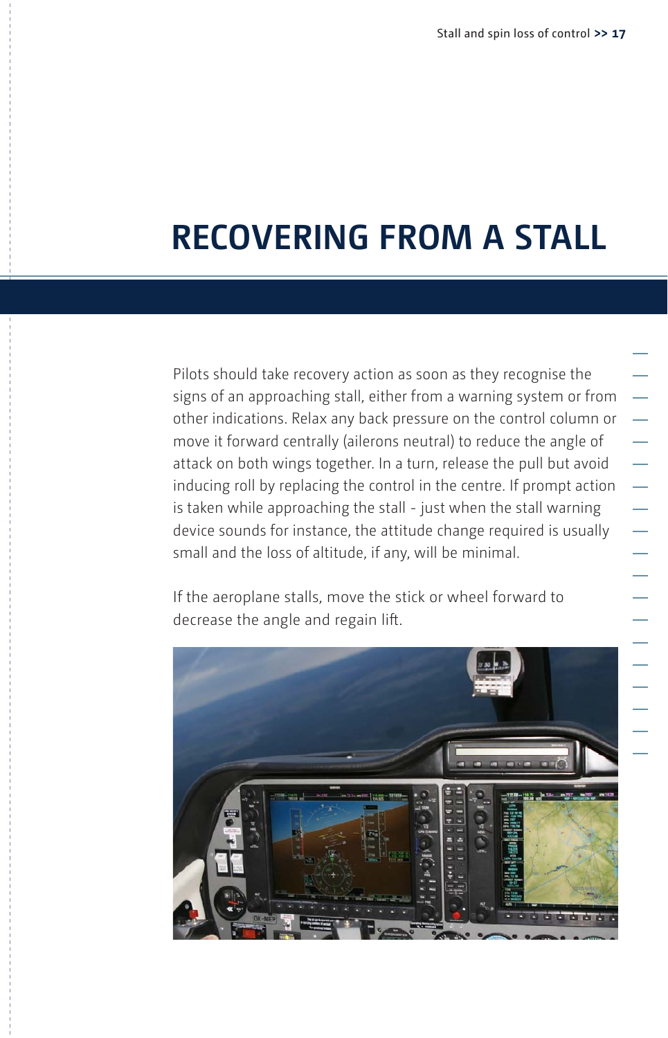# RECOVERING FROM A STALL

Pilots should take recovery action as soon as they recognise the signs of an approaching stall, either from a warning system or from other indications. Relax any back pressure on the control column or move it forward centrally (ailerons neutral) to reduce the angle of attack on both wings together. In a turn, release the pull but avoid inducing roll by replacing the control in the centre. If prompt action is taken while approaching the stall - just when the stall warning device sounds for instance, the attitude change required is usually small and the loss of altitude, if any, will be minimal.

If the aeroplane stalls, move the stick or wheel forward to decrease the angle and regain lift.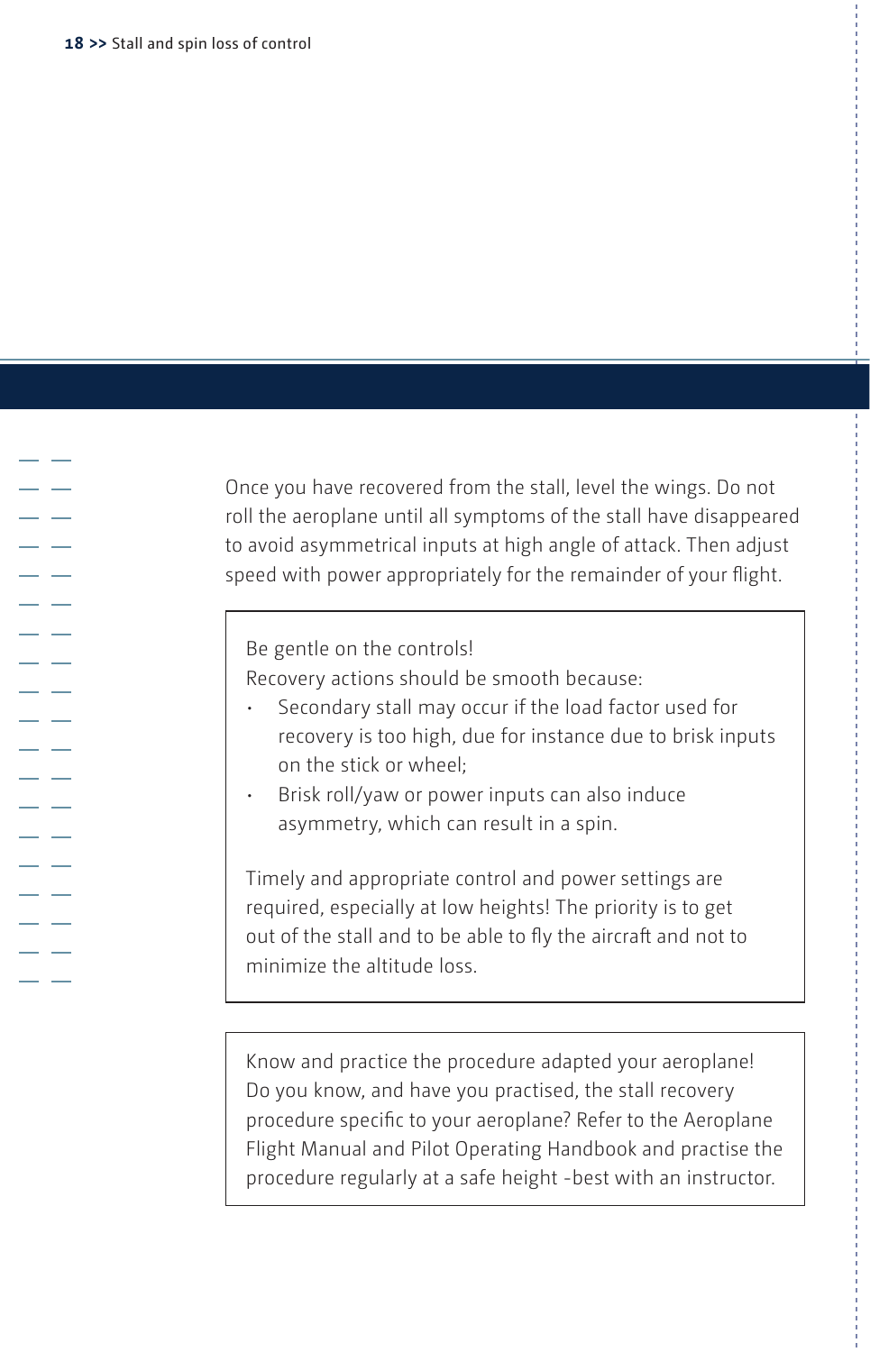Once you have recovered from the stall, level the wings. Do not roll the aeroplane until all symptoms of the stall have disappeared to avoid asymmetrical inputs at high angle of attack. Then adjust speed with power appropriately for the remainder of your flight.

> Be gentle on the controls!
> Recovery actions should be smooth because:
>
> - Secondary stall may occur if the load factor used for recovery is too high, due for instance due to brisk inputs on the stick or wheel;
> - Brisk roll/yaw or power inputs can also induce asymmetry, which can result in a spin.
>
> Timely and appropriate control and power settings are required, especially at low heights! The priority is to get out of the stall and to be able to fly the aircraft and not to minimize the altitude loss.

> Know and practice the procedure adapted your aeroplane!
> Do you know, and have you practised, the stall recovery procedure specific to your aeroplane? Refer to the Aeroplane Flight Manual and Pilot Operating Handbook and practise the procedure regularly at a safe height -best with an instructor.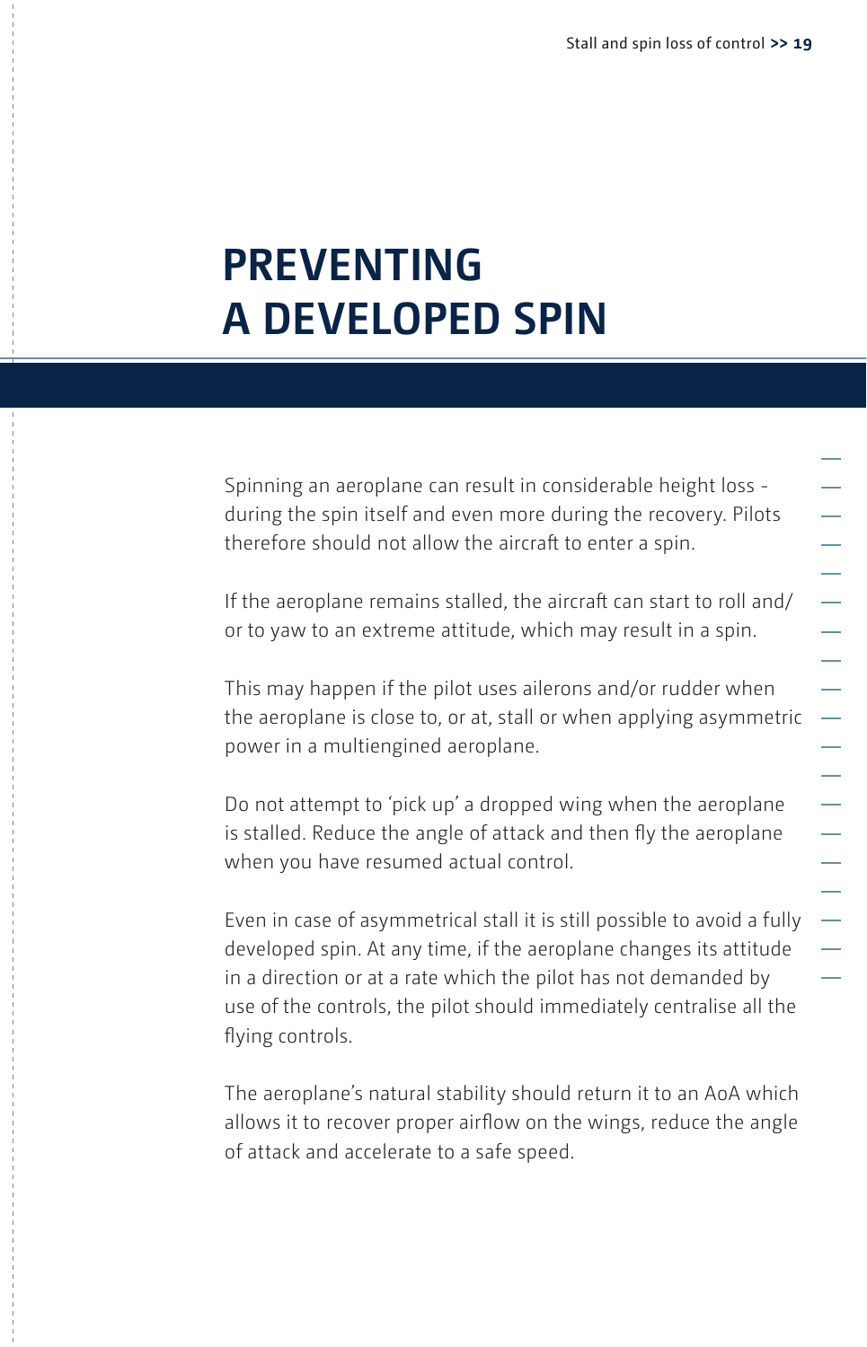# PREVENTING A DEVELOPED SPIN

Spinning an aeroplane can result in considerable height loss - during the spin itself and even more during the recovery. Pilots therefore should not allow the aircraft to enter a spin.

If the aeroplane remains stalled, the aircraft can start to roll and/or to yaw to an extreme attitude, which may result in a spin.

This may happen if the pilot uses ailerons and/or rudder when the aeroplane is close to, or at, stall or when applying asymmetric power in a multiengined aeroplane.

Do not attempt to 'pick up' a dropped wing when the aeroplane is stalled. Reduce the angle of attack and then fly the aeroplane when you have resumed actual control.

Even in case of asymmetrical stall it is still possible to avoid a fully developed spin. At any time, if the aeroplane changes its attitude in a direction or at a rate which the pilot has not demanded by use of the controls, the pilot should immediately centralise all the flying controls.

The aeroplane's natural stability should return it to an AoA which allows it to recover proper airflow on the wings, reduce the angle of attack and accelerate to a safe speed.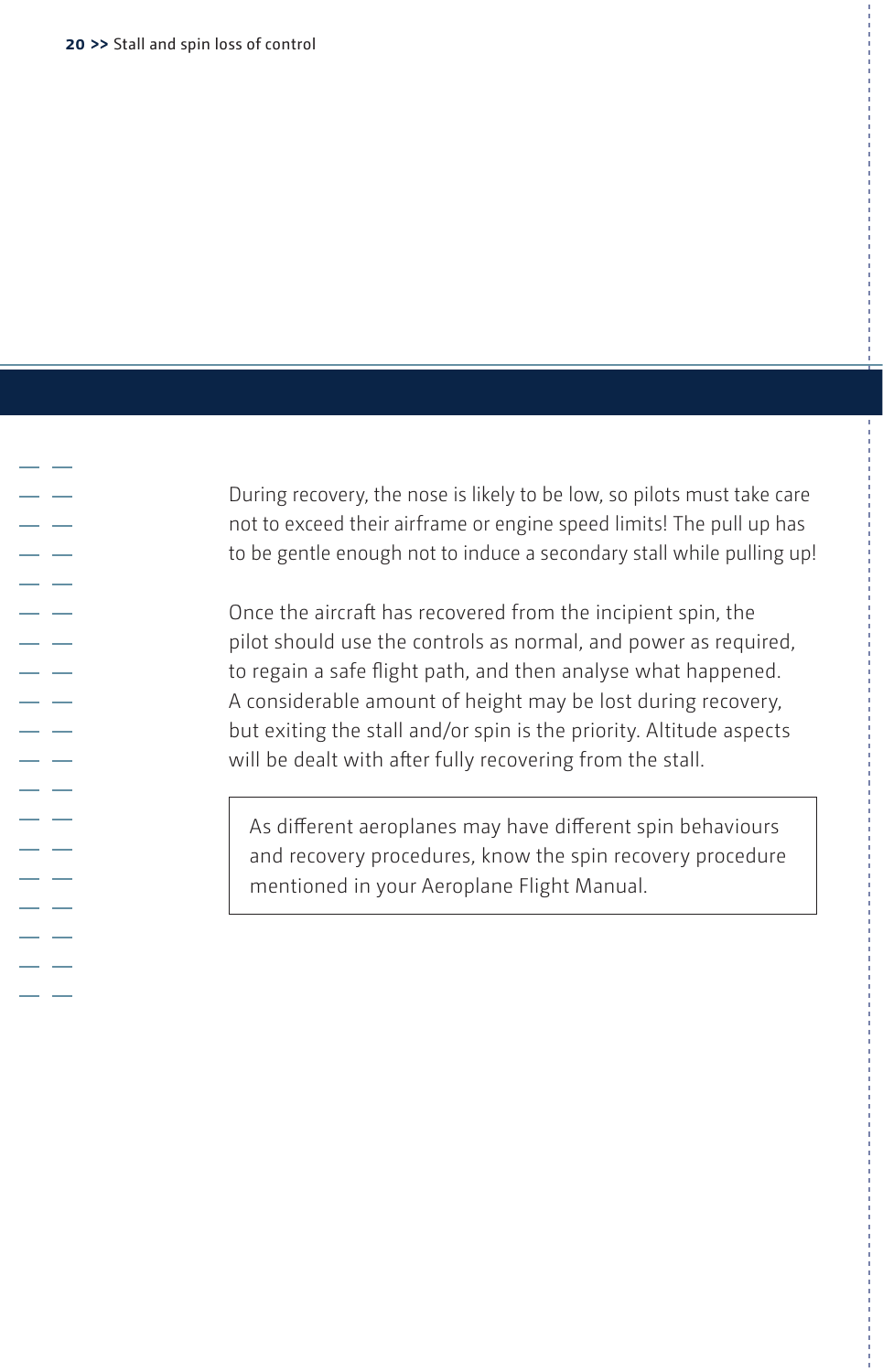During recovery, the nose is likely to be low, so pilots must take care not to exceed their airframe or engine speed limits! The pull up has to be gentle enough not to induce a secondary stall while pulling up!

Once the aircraft has recovered from the incipient spin, the pilot should use the controls as normal, and power as required, to regain a safe flight path, and then analyse what happened. A considerable amount of height may be lost during recovery, but exiting the stall and/or spin is the priority. Altitude aspects will be dealt with after fully recovering from the stall.

> As different aeroplanes may have different spin behaviours and recovery procedures, know the spin recovery procedure mentioned in your Aeroplane Flight Manual.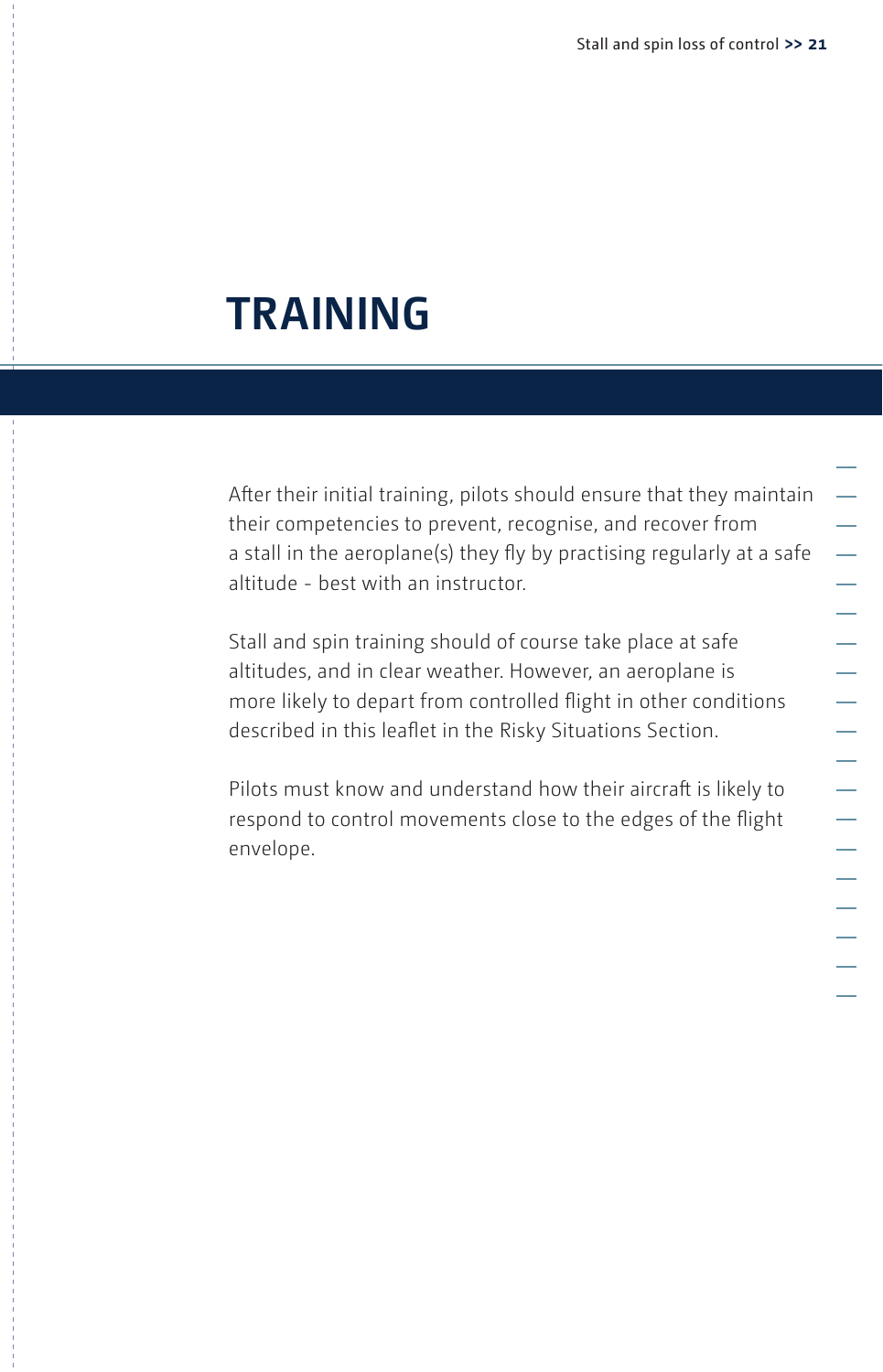# TRAINING

After their initial training, pilots should ensure that they maintain their competencies to prevent, recognise, and recover from a stall in the aeroplane(s) they fly by practising regularly at a safe altitude - best with an instructor.

Stall and spin training should of course take place at safe altitudes, and in clear weather. However, an aeroplane is more likely to depart from controlled flight in other conditions described in this leaflet in the Risky Situations Section.

Pilots must know and understand how their aircraft is likely to respond to control movements close to the edges of the flight envelope.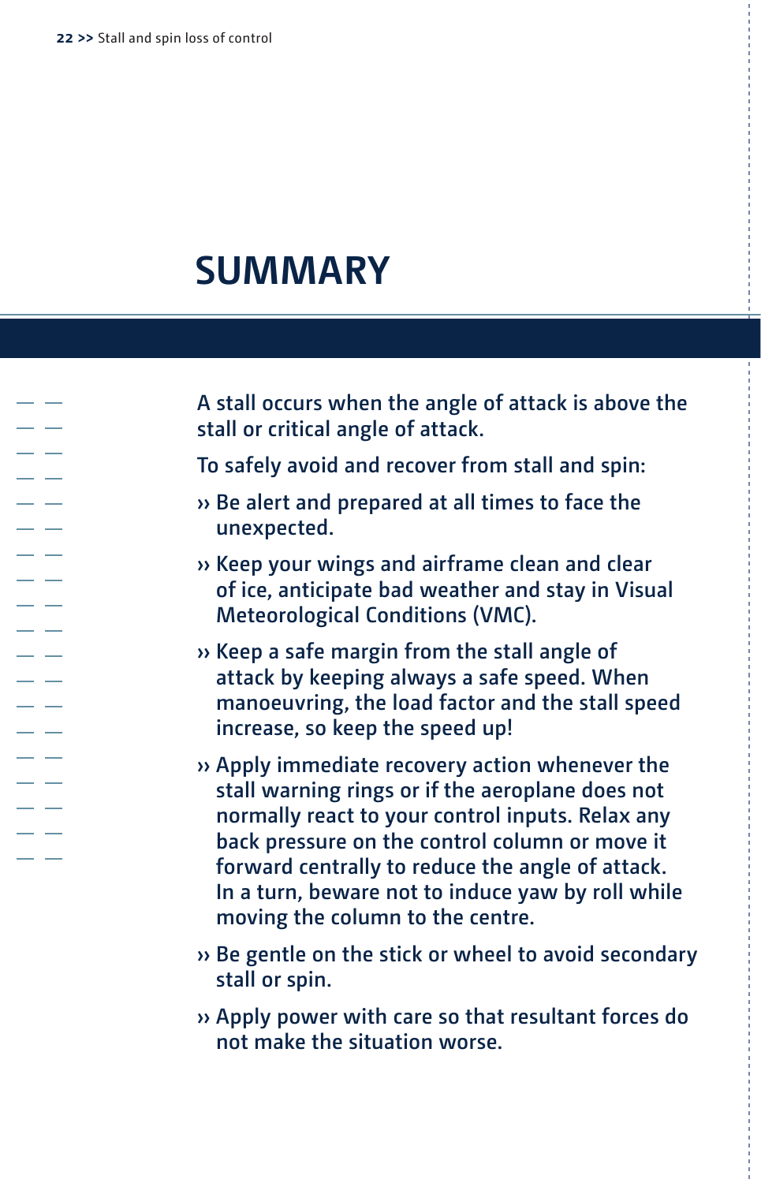# SUMMARY

A stall occurs when the angle of attack is above the stall or critical angle of attack.

To safely avoid and recover from stall and spin:

- Be alert and prepared at all times to face the unexpected.
- Keep your wings and airframe clean and clear of ice, anticipate bad weather and stay in Visual Meteorological Conditions (VMC).
- Keep a safe margin from the stall angle of attack by keeping always a safe speed. When manoeuvring, the load factor and the stall speed increase, so keep the speed up!
- Apply immediate recovery action whenever the stall warning rings or if the aeroplane does not normally react to your control inputs. Relax any back pressure on the control column or move it forward centrally to reduce the angle of attack. In a turn, beware not to induce yaw by roll while moving the column to the centre.
- Be gentle on the stick or wheel to avoid secondary stall or spin.
- Apply power with care so that resultant forces do not make the situation worse.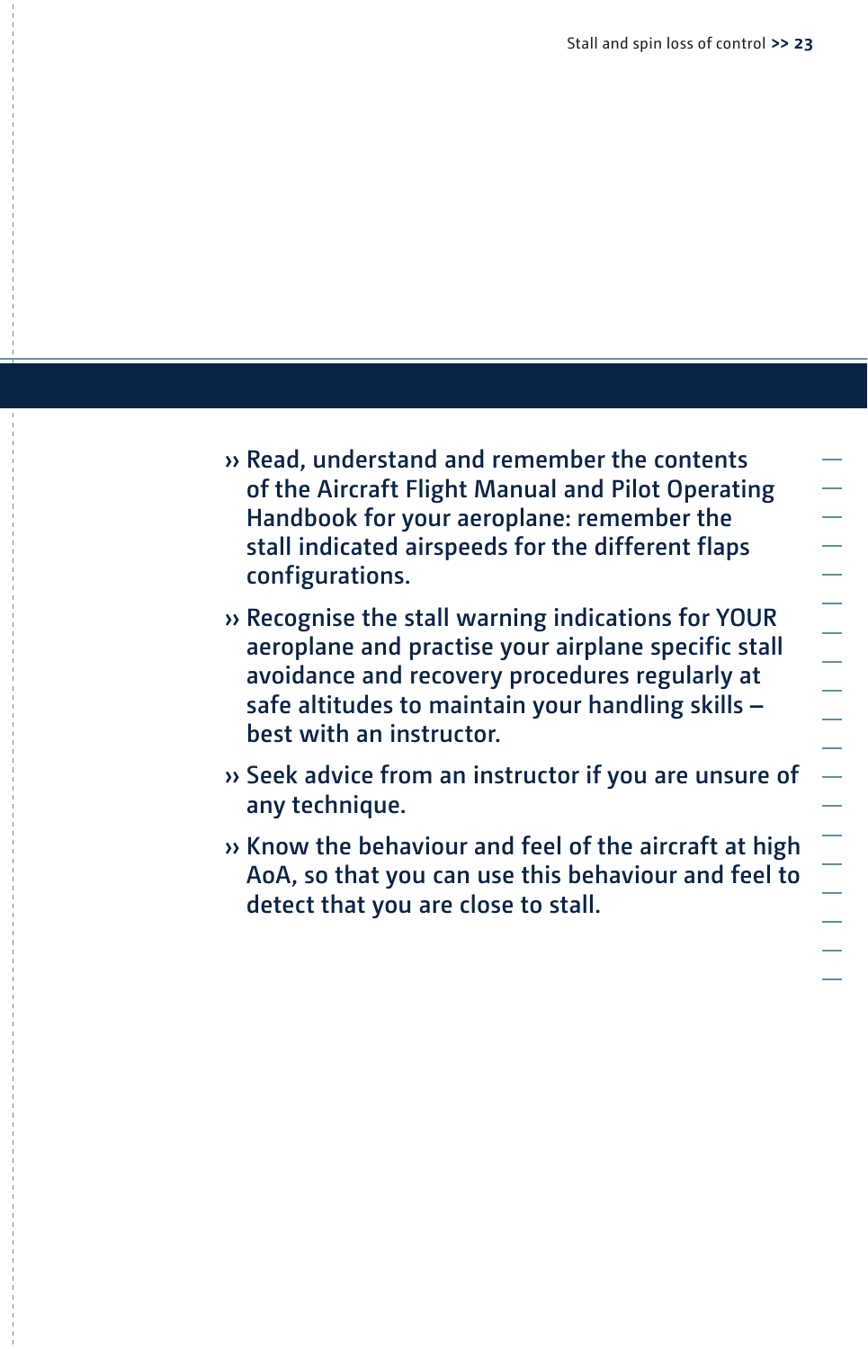- Read, understand and remember the contents of the Aircraft Flight Manual and Pilot Operating Handbook for your aeroplane: remember the stall indicated airspeeds for the different flaps configurations.
- Recognise the stall warning indications for YOUR aeroplane and practise your airplane specific stall avoidance and recovery procedures regularly at safe altitudes to maintain your handling skills – best with an instructor.
- Seek advice from an instructor if you are unsure of any technique.
- Know the behaviour and feel of the aircraft at high AoA, so that you can use this behaviour and feel to detect that you are close to stall.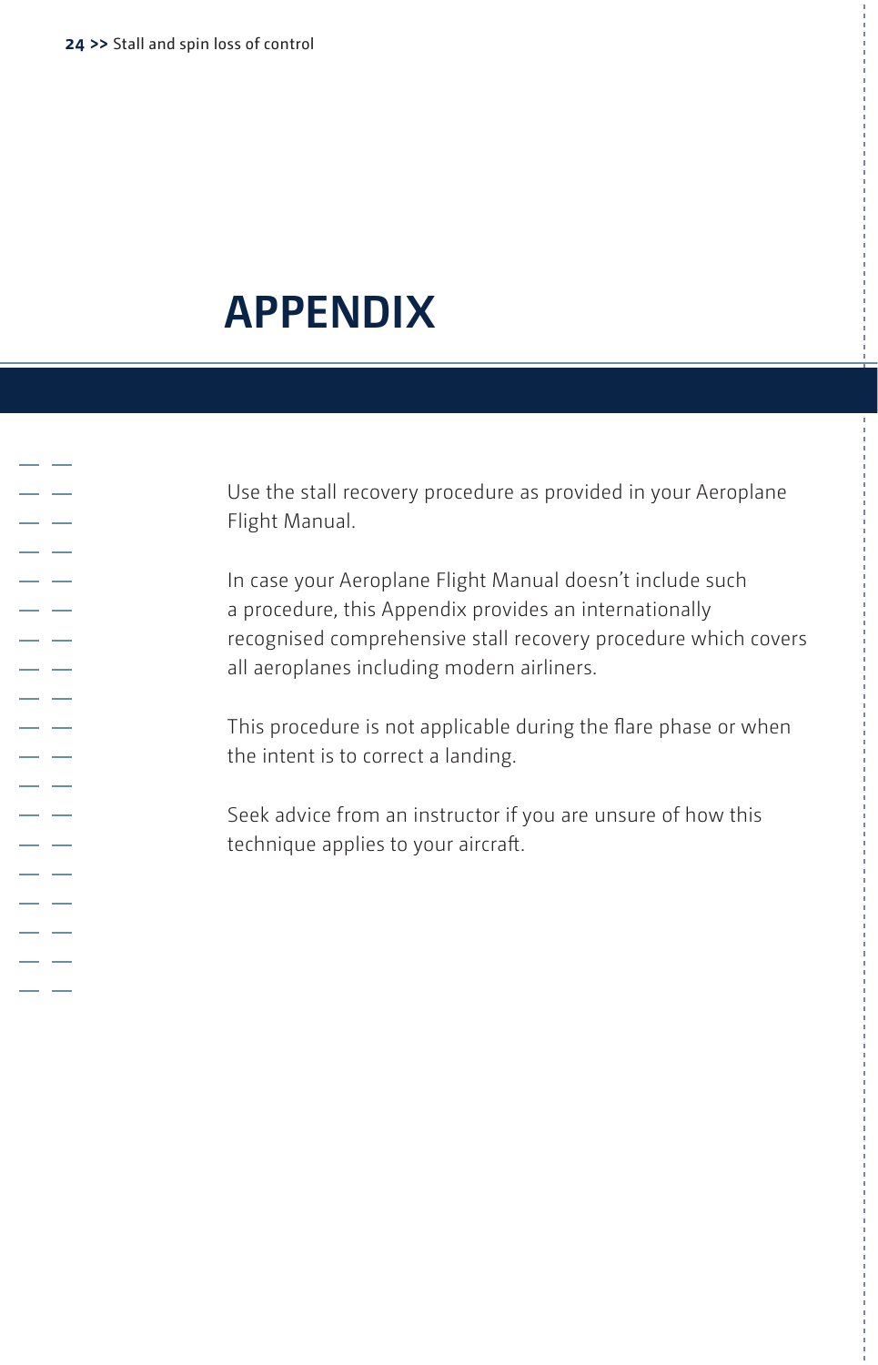# APPENDIX

Use the stall recovery procedure as provided in your Aeroplane Flight Manual.

In case your Aeroplane Flight Manual doesn't include such a procedure, this Appendix provides an internationally recognised comprehensive stall recovery procedure which covers all aeroplanes including modern airliners.

This procedure is not applicable during the flare phase or when the intent is to correct a landing.

Seek advice from an instructor if you are unsure of how this technique applies to your aircraft.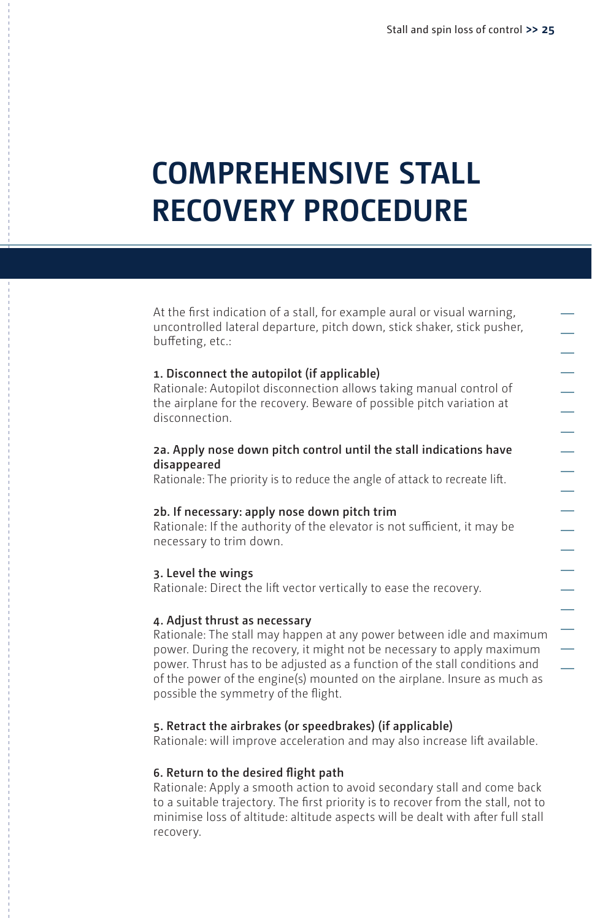# COMPREHENSIVE STALL RECOVERY PROCEDURE

At the first indication of a stall, for example aural or visual warning, uncontrolled lateral departure, pitch down, stick shaker, stick pusher, buffeting, etc.:

**1. Disconnect the autopilot (if applicable)**
Rationale: Autopilot disconnection allows taking manual control of the airplane for the recovery. Beware of possible pitch variation at disconnection.

**2a. Apply nose down pitch control until the stall indications have disappeared**
Rationale: The priority is to reduce the angle of attack to recreate lift.

**2b. If necessary: apply nose down pitch trim**
Rationale: If the authority of the elevator is not sufficient, it may be necessary to trim down.

**3. Level the wings**
Rationale: Direct the lift vector vertically to ease the recovery.

**4. Adjust thrust as necessary**
Rationale: The stall may happen at any power between idle and maximum power. During the recovery, it might not be necessary to apply maximum power. Thrust has to be adjusted as a function of the stall conditions and of the power of the engine(s) mounted on the airplane. Insure as much as possible the symmetry of the flight.

**5. Retract the airbrakes (or speedbrakes) (if applicable)**
Rationale: will improve acceleration and may also increase lift available.

**6. Return to the desired flight path**
Rationale: Apply a smooth action to avoid secondary stall and come back to a suitable trajectory. The first priority is to recover from the stall, not to minimise loss of altitude: altitude aspects will be dealt with after full stall recovery.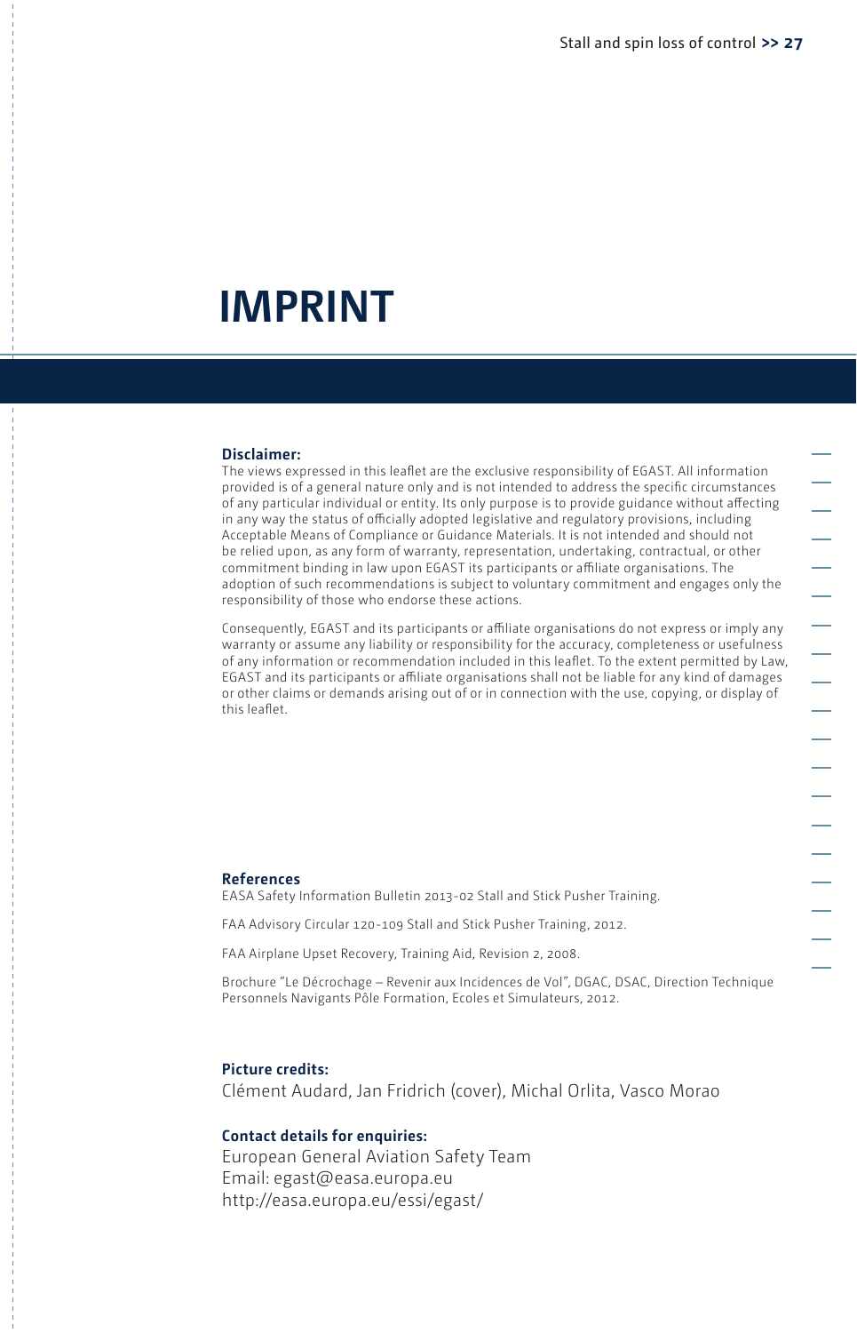# IMPRINT

**Disclaimer:**
The views expressed in this leaflet are the exclusive responsibility of EGAST. All information provided is of a general nature only and is not intended to address the specific circumstances of any particular individual or entity. Its only purpose is to provide guidance without affecting in any way the status of officially adopted legislative and regulatory provisions, including Acceptable Means of Compliance or Guidance Materials. It is not intended and should not be relied upon, as any form of warranty, representation, undertaking, contractual, or other commitment binding in law upon EGAST its participants or affiliate organisations. The adoption of such recommendations is subject to voluntary commitment and engages only the responsibility of those who endorse these actions.

Consequently, EGAST and its participants or affiliate organisations do not express or imply any warranty or assume any liability or responsibility for the accuracy, completeness or usefulness of any information or recommendation included in this leaflet. To the extent permitted by Law, EGAST and its participants or affiliate organisations shall not be liable for any kind of damages or other claims or demands arising out of or in connection with the use, copying, or display of this leaflet.

**References**
EASA Safety Information Bulletin 2013-02 Stall and Stick Pusher Training.

FAA Advisory Circular 120-109 Stall and Stick Pusher Training, 2012.

FAA Airplane Upset Recovery, Training Aid, Revision 2, 2008.

Brochure "Le Décrochage – Revenir aux Incidences de Vol", DGAC, DSAC, Direction Technique Personnels Navigants Pôle Formation, Ecoles et Simulateurs, 2012.

**Picture credits:**
Clément Audard, Jan Fridrich (cover), Michal Orlita, Vasco Morao

**Contact details for enquiries:**
European General Aviation Safety Team
Email: egast@easa.europa.eu
http://easa.europa.eu/essi/egast/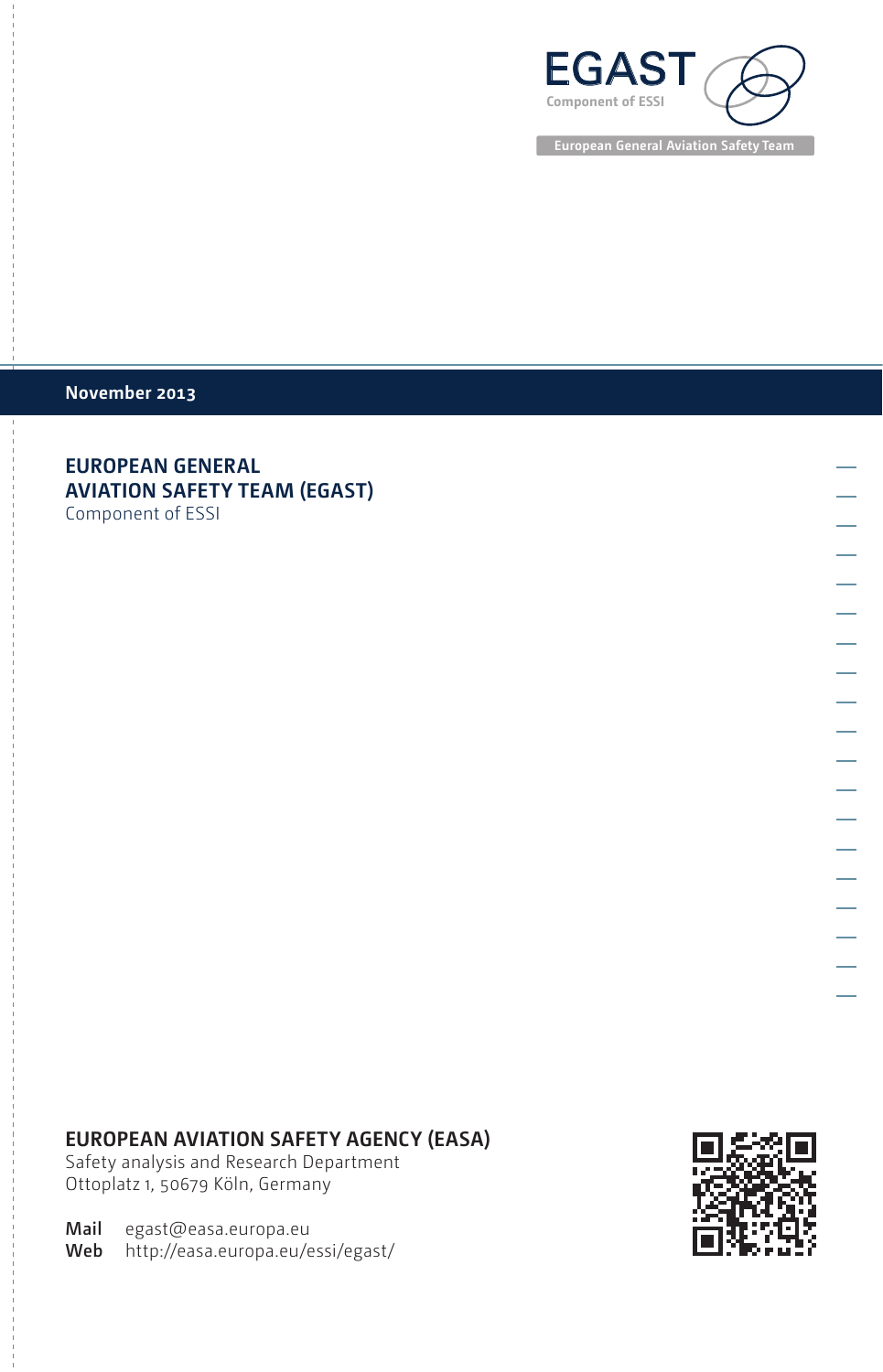EGAST

Component of ESSI

European General Aviation Safety Team

November 2013

**EUROPEAN GENERAL AVIATION SAFETY TEAM (EGAST)**
Component of ESSI

**EUROPEAN AVIATION SAFETY AGENCY (EASA)**
Safety analysis and Research Department
Ottoplatz 1, 50679 Köln, Germany

**Mail** egast@easa.europa.eu
**Web** http://easa.europa.eu/essi/egast/